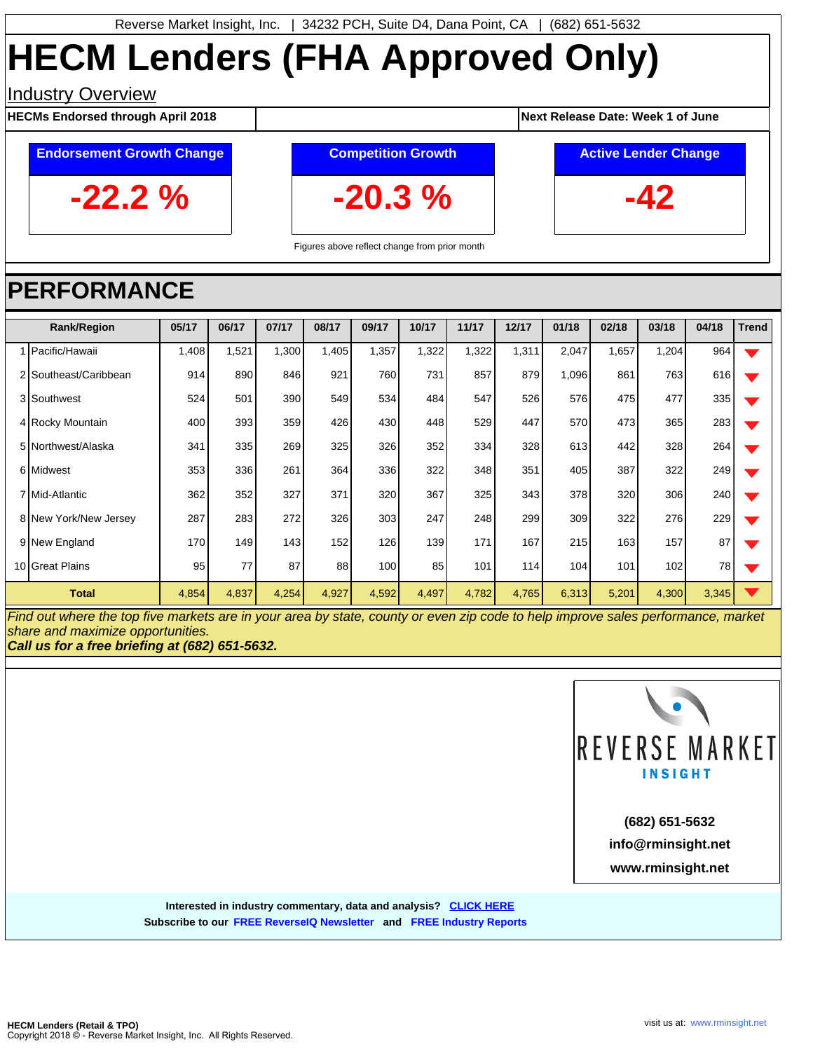Reverse Market Insight, Inc. | 34232 PCH, Suite D4, Dana Point, CA | (682) 651-5632

# HECM Lenders (FHA Approved Only)

## Industry Overview

**HECMs Endorsed through April 2018** | **Next Release Date: Week 1 of June**

| Endorsement Growth Change | Competition Growth | Active Lender Change |
|---|---|---|
| **-22.2 %** | **-20.3 %** | **-42** |

Figures above reflect change from prior month

## PERFORMANCE

| Rank/Region | 05/17 | 06/17 | 07/17 | 08/17 | 09/17 | 10/17 | 11/17 | 12/17 | 01/18 | 02/18 | 03/18 | 04/18 | Trend |
|---|---|---|---|---|---|---|---|---|---|---|---|---|---|
| 1 Pacific/Hawaii | 1,408 | 1,521 | 1,300 | 1,405 | 1,357 | 1,322 | 1,322 | 1,311 | 2,047 | 1,657 | 1,204 | 964 | ▼ |
| 2 Southeast/Caribbean | 914 | 890 | 846 | 921 | 760 | 731 | 857 | 879 | 1,096 | 861 | 763 | 616 | ▼ |
| 3 Southwest | 524 | 501 | 390 | 549 | 534 | 484 | 547 | 526 | 576 | 475 | 477 | 335 | ▼ |
| 4 Rocky Mountain | 400 | 393 | 359 | 426 | 430 | 448 | 529 | 447 | 570 | 473 | 365 | 283 | ▼ |
| 5 Northwest/Alaska | 341 | 335 | 269 | 325 | 326 | 352 | 334 | 328 | 613 | 442 | 328 | 264 | ▼ |
| 6 Midwest | 353 | 336 | 261 | 364 | 336 | 322 | 348 | 351 | 405 | 387 | 322 | 249 | ▼ |
| 7 Mid-Atlantic | 362 | 352 | 327 | 371 | 320 | 367 | 325 | 343 | 378 | 320 | 306 | 240 | ▼ |
| 8 New York/New Jersey | 287 | 283 | 272 | 326 | 303 | 247 | 248 | 299 | 309 | 322 | 276 | 229 | ▼ |
| 9 New England | 170 | 149 | 143 | 152 | 126 | 139 | 171 | 167 | 215 | 163 | 157 | 87 | ▼ |
| 10 Great Plains | 95 | 77 | 87 | 88 | 100 | 85 | 101 | 114 | 104 | 101 | 102 | 78 | ▼ |
| **Total** | 4,854 | 4,837 | 4,254 | 4,927 | 4,592 | 4,497 | 4,782 | 4,765 | 6,313 | 5,201 | 4,300 | 3,345 | ▼ |

*Find out where the top five markets are in your area by state, county or even zip code to help improve sales performance, market share and maximize opportunities.*
***Call us for a free briefing at (682) 651-5632.***

REVERSE MARKET INSIGHT

**(682) 651-5632**
**info@rminsight.net**
**www.rminsight.net**

**Interested in industry commentary, data and analysis? CLICK HERE**
**Subscribe to our FREE ReverseIQ Newsletter and FREE Industry Reports**

**HECM Lenders (Retail & TPO)**
Copyright 2018 © - Reverse Market Insight, Inc. All Rights Reserved.

visit us at: www.rminsight.net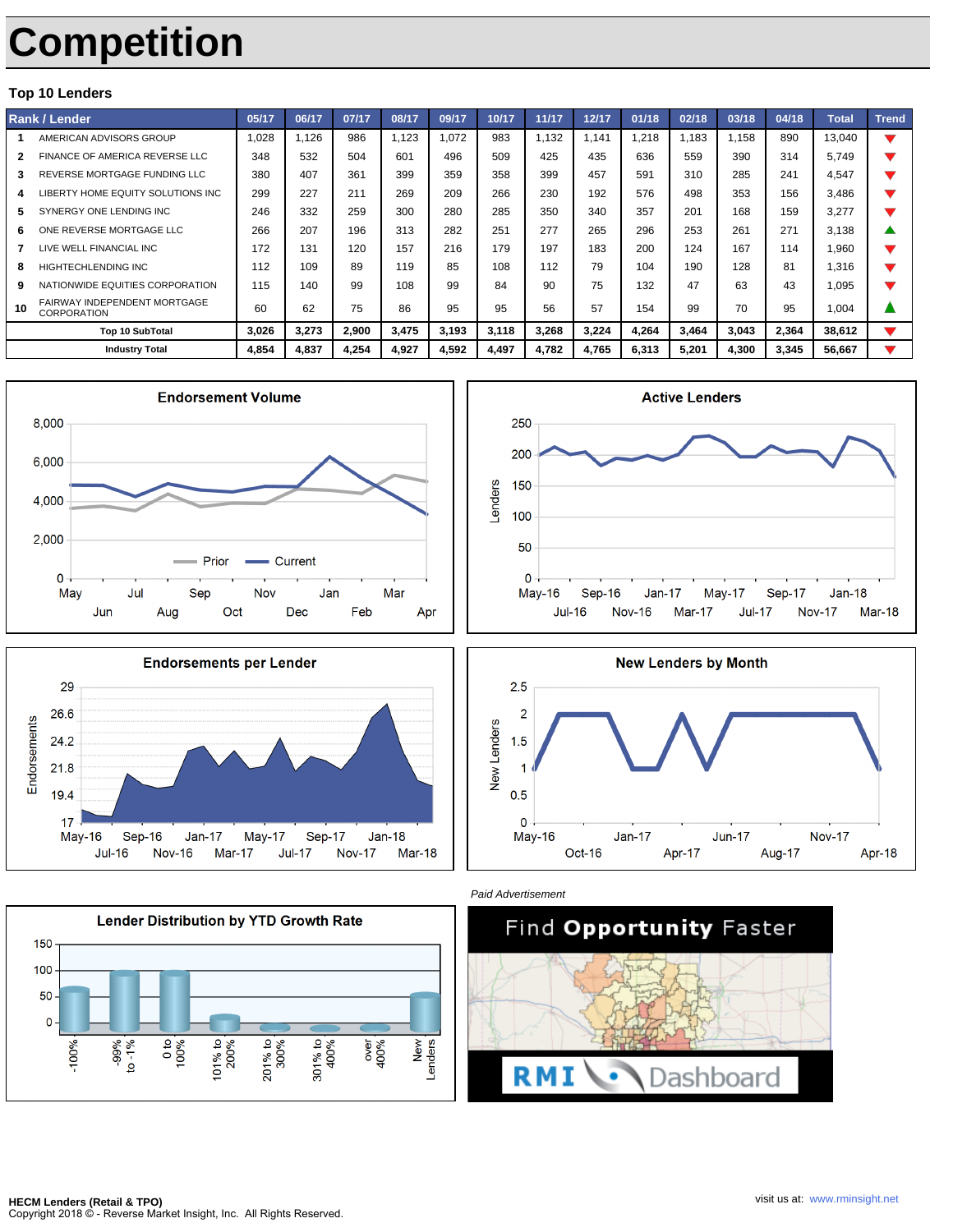# Competition

## Top 10 Lenders

| Rank / Lender | | 05/17 | 06/17 | 07/17 | 08/17 | 09/17 | 10/17 | 11/17 | 12/17 | 01/18 | 02/18 | 03/18 | 04/18 | Total | Trend |
|---|---|---|---|---|---|---|---|---|---|---|---|---|---|---|---|
| 1 | AMERICAN ADVISORS GROUP | 1,028 | 1,126 | 986 | 1,123 | 1,072 | 983 | 1,132 | 1,141 | 1,218 | 1,183 | 1,158 | 890 | 13,040 | ▼ |
| 2 | FINANCE OF AMERICA REVERSE LLC | 348 | 532 | 504 | 601 | 496 | 509 | 425 | 435 | 636 | 559 | 390 | 314 | 5,749 | ▼ |
| 3 | REVERSE MORTGAGE FUNDING LLC | 380 | 407 | 361 | 399 | 359 | 358 | 399 | 457 | 591 | 310 | 285 | 241 | 4,547 | ▼ |
| 4 | LIBERTY HOME EQUITY SOLUTIONS INC | 299 | 227 | 211 | 269 | 209 | 266 | 230 | 192 | 576 | 498 | 353 | 156 | 3,486 | ▼ |
| 5 | SYNERGY ONE LENDING INC | 246 | 332 | 259 | 300 | 280 | 285 | 350 | 340 | 357 | 201 | 168 | 159 | 3,277 | ▼ |
| 6 | ONE REVERSE MORTGAGE LLC | 266 | 207 | 196 | 313 | 282 | 251 | 277 | 265 | 296 | 253 | 261 | 271 | 3,138 | ▲ |
| 7 | LIVE WELL FINANCIAL INC | 172 | 131 | 120 | 157 | 216 | 179 | 197 | 183 | 200 | 124 | 167 | 114 | 1,960 | ▼ |
| 8 | HIGHTECHLENDING INC | 112 | 109 | 89 | 119 | 85 | 108 | 112 | 79 | 104 | 190 | 128 | 81 | 1,316 | ▼ |
| 9 | NATIONWIDE EQUITIES CORPORATION | 115 | 140 | 99 | 108 | 99 | 84 | 90 | 75 | 132 | 47 | 63 | 43 | 1,095 | ▼ |
| 10 | FAIRWAY INDEPENDENT MORTGAGE CORPORATION | 60 | 62 | 75 | 86 | 95 | 95 | 56 | 57 | 154 | 99 | 70 | 95 | 1,004 | ▲ |
| Top 10 SubTotal | | 3,026 | 3,273 | 2,900 | 3,475 | 3,193 | 3,118 | 3,268 | 3,224 | 4,264 | 3,464 | 3,043 | 2,364 | 38,612 | ▼ |
| Industry Total | | 4,854 | 4,837 | 4,254 | 4,927 | 4,592 | 4,497 | 4,782 | 4,765 | 6,313 | 5,201 | 4,300 | 3,345 | 56,667 | ▼ |

### Endorsement Volume

### Active Lenders

### Endorsements per Lender

### New Lenders by Month

### Lender Distribution by YTD Growth Rate

*Paid Advertisement*

Find **Opportunity** Faster

RMI Dashboard

**HECM Lenders (Retail & TPO)**
Copyright 2018 © - Reverse Market Insight, Inc. All Rights Reserved.

visit us at: www.rminsight.net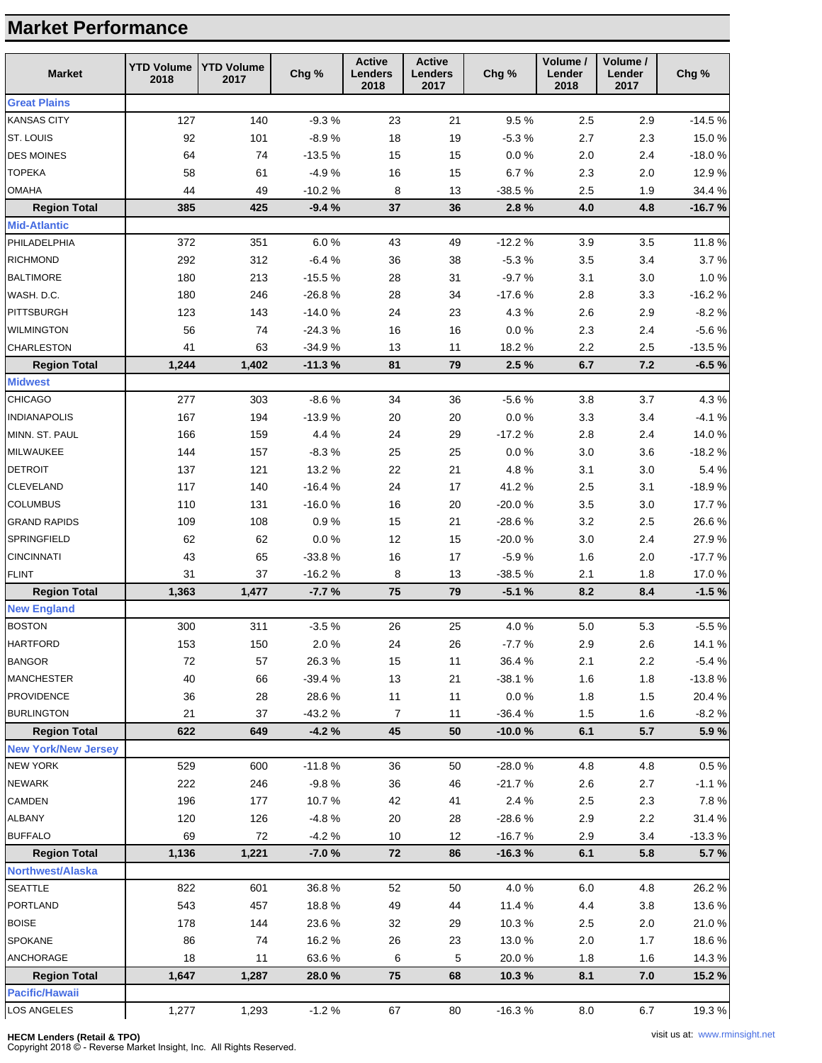# Market Performance

| Market | YTD Volume 2018 | YTD Volume 2017 | Chg % | Active Lenders 2018 | Active Lenders 2017 | Chg % | Volume / Lender 2018 | Volume / Lender 2017 | Chg % |
|---|---|---|---|---|---|---|---|---|---|
| **Great Plains** | | | | | | | | | |
| KANSAS CITY | 127 | 140 | -9.3 % | 23 | 21 | 9.5 % | 2.5 | 2.9 | -14.5 % |
| ST. LOUIS | 92 | 101 | -8.9 % | 18 | 19 | -5.3 % | 2.7 | 2.3 | 15.0 % |
| DES MOINES | 64 | 74 | -13.5 % | 15 | 15 | 0.0 % | 2.0 | 2.4 | -18.0 % |
| TOPEKA | 58 | 61 | -4.9 % | 16 | 15 | 6.7 % | 2.3 | 2.0 | 12.9 % |
| OMAHA | 44 | 49 | -10.2 % | 8 | 13 | -38.5 % | 2.5 | 1.9 | 34.4 % |
| **Region Total** | **385** | **425** | **-9.4 %** | **37** | **36** | **2.8 %** | **4.0** | **4.8** | **-16.7 %** |
| **Mid-Atlantic** | | | | | | | | | |
| PHILADELPHIA | 372 | 351 | 6.0 % | 43 | 49 | -12.2 % | 3.9 | 3.5 | 11.8 % |
| RICHMOND | 292 | 312 | -6.4 % | 36 | 38 | -5.3 % | 3.5 | 3.4 | 3.7 % |
| BALTIMORE | 180 | 213 | -15.5 % | 28 | 31 | -9.7 % | 3.1 | 3.0 | 1.0 % |
| WASH. D.C. | 180 | 246 | -26.8 % | 28 | 34 | -17.6 % | 2.8 | 3.3 | -16.2 % |
| PITTSBURGH | 123 | 143 | -14.0 % | 24 | 23 | 4.3 % | 2.6 | 2.9 | -8.2 % |
| WILMINGTON | 56 | 74 | -24.3 % | 16 | 16 | 0.0 % | 2.3 | 2.4 | -5.6 % |
| CHARLESTON | 41 | 63 | -34.9 % | 13 | 11 | 18.2 % | 2.2 | 2.5 | -13.5 % |
| **Region Total** | **1,244** | **1,402** | **-11.3 %** | **81** | **79** | **2.5 %** | **6.7** | **7.2** | **-6.5 %** |
| **Midwest** | | | | | | | | | |
| CHICAGO | 277 | 303 | -8.6 % | 34 | 36 | -5.6 % | 3.8 | 3.7 | 4.3 % |
| INDIANAPOLIS | 167 | 194 | -13.9 % | 20 | 20 | 0.0 % | 3.3 | 3.4 | -4.1 % |
| MINN. ST. PAUL | 166 | 159 | 4.4 % | 24 | 29 | -17.2 % | 2.8 | 2.4 | 14.0 % |
| MILWAUKEE | 144 | 157 | -8.3 % | 25 | 25 | 0.0 % | 3.0 | 3.6 | -18.2 % |
| DETROIT | 137 | 121 | 13.2 % | 22 | 21 | 4.8 % | 3.1 | 3.0 | 5.4 % |
| CLEVELAND | 117 | 140 | -16.4 % | 24 | 17 | 41.2 % | 2.5 | 3.1 | -18.9 % |
| COLUMBUS | 110 | 131 | -16.0 % | 16 | 20 | -20.0 % | 3.5 | 3.0 | 17.7 % |
| GRAND RAPIDS | 109 | 108 | 0.9 % | 15 | 21 | -28.6 % | 3.2 | 2.5 | 26.6 % |
| SPRINGFIELD | 62 | 62 | 0.0 % | 12 | 15 | -20.0 % | 3.0 | 2.4 | 27.9 % |
| CINCINNATI | 43 | 65 | -33.8 % | 16 | 17 | -5.9 % | 1.6 | 2.0 | -17.7 % |
| FLINT | 31 | 37 | -16.2 % | 8 | 13 | -38.5 % | 2.1 | 1.8 | 17.0 % |
| **Region Total** | **1,363** | **1,477** | **-7.7 %** | **75** | **79** | **-5.1 %** | **8.2** | **8.4** | **-1.5 %** |
| **New England** | | | | | | | | | |
| BOSTON | 300 | 311 | -3.5 % | 26 | 25 | 4.0 % | 5.0 | 5.3 | -5.5 % |
| HARTFORD | 153 | 150 | 2.0 % | 24 | 26 | -7.7 % | 2.9 | 2.6 | 14.1 % |
| BANGOR | 72 | 57 | 26.3 % | 15 | 11 | 36.4 % | 2.1 | 2.2 | -5.4 % |
| MANCHESTER | 40 | 66 | -39.4 % | 13 | 21 | -38.1 % | 1.6 | 1.8 | -13.8 % |
| PROVIDENCE | 36 | 28 | 28.6 % | 11 | 11 | 0.0 % | 1.8 | 1.5 | 20.4 % |
| BURLINGTON | 21 | 37 | -43.2 % | 7 | 11 | -36.4 % | 1.5 | 1.6 | -8.2 % |
| **Region Total** | **622** | **649** | **-4.2 %** | **45** | **50** | **-10.0 %** | **6.1** | **5.7** | **5.9 %** |
| **New York/New Jersey** | | | | | | | | | |
| NEW YORK | 529 | 600 | -11.8 % | 36 | 50 | -28.0 % | 4.8 | 4.8 | 0.5 % |
| NEWARK | 222 | 246 | -9.8 % | 36 | 46 | -21.7 % | 2.6 | 2.7 | -1.1 % |
| CAMDEN | 196 | 177 | 10.7 % | 42 | 41 | 2.4 % | 2.5 | 2.3 | 7.8 % |
| ALBANY | 120 | 126 | -4.8 % | 20 | 28 | -28.6 % | 2.9 | 2.2 | 31.4 % |
| BUFFALO | 69 | 72 | -4.2 % | 10 | 12 | -16.7 % | 2.9 | 3.4 | -13.3 % |
| **Region Total** | **1,136** | **1,221** | **-7.0 %** | **72** | **86** | **-16.3 %** | **6.1** | **5.8** | **5.7 %** |
| **Northwest/Alaska** | | | | | | | | | |
| SEATTLE | 822 | 601 | 36.8 % | 52 | 50 | 4.0 % | 6.0 | 4.8 | 26.2 % |
| PORTLAND | 543 | 457 | 18.8 % | 49 | 44 | 11.4 % | 4.4 | 3.8 | 13.6 % |
| BOISE | 178 | 144 | 23.6 % | 32 | 29 | 10.3 % | 2.5 | 2.0 | 21.0 % |
| SPOKANE | 86 | 74 | 16.2 % | 26 | 23 | 13.0 % | 2.0 | 1.7 | 18.6 % |
| ANCHORAGE | 18 | 11 | 63.6 % | 6 | 5 | 20.0 % | 1.8 | 1.6 | 14.3 % |
| **Region Total** | **1,647** | **1,287** | **28.0 %** | **75** | **68** | **10.3 %** | **8.1** | **7.0** | **15.2 %** |
| **Pacific/Hawaii** | | | | | | | | | |
| LOS ANGELES | 1,277 | 1,293 | -1.2 % | 67 | 80 | -16.3 % | 8.0 | 6.7 | 19.3 % |

**HECM Lenders (Retail & TPO)**
Copyright 2018 © - Reverse Market Insight, Inc. All Rights Reserved.

visit us at: www.rminsight.net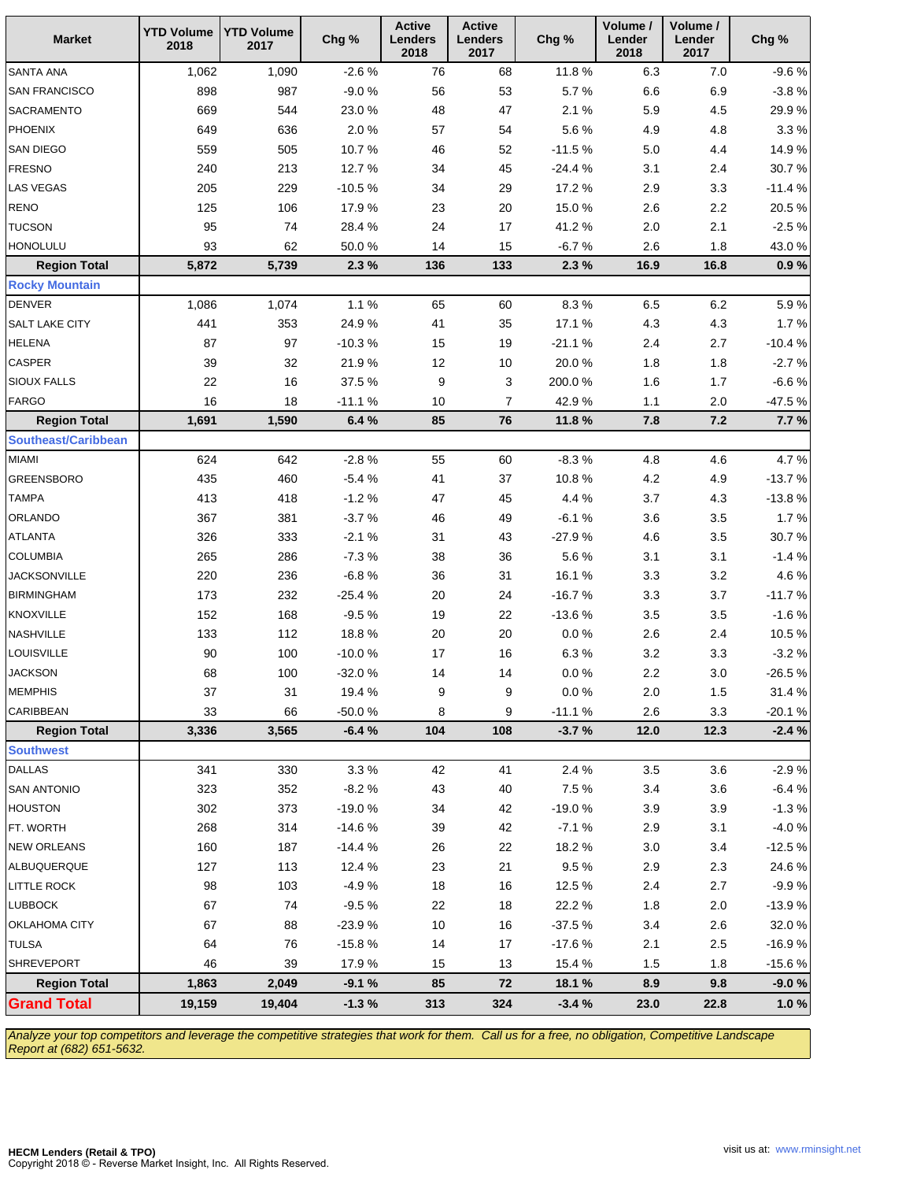| Market | YTD Volume 2018 | YTD Volume 2017 | Chg % | Active Lenders 2018 | Active Lenders 2017 | Chg % | Volume / Lender 2018 | Volume / Lender 2017 | Chg % |
|---|---|---|---|---|---|---|---|---|---|
| SANTA ANA | 1,062 | 1,090 | -2.6 % | 76 | 68 | 11.8 % | 6.3 | 7.0 | -9.6 % |
| SAN FRANCISCO | 898 | 987 | -9.0 % | 56 | 53 | 5.7 % | 6.6 | 6.9 | -3.8 % |
| SACRAMENTO | 669 | 544 | 23.0 % | 48 | 47 | 2.1 % | 5.9 | 4.5 | 29.9 % |
| PHOENIX | 649 | 636 | 2.0 % | 57 | 54 | 5.6 % | 4.9 | 4.8 | 3.3 % |
| SAN DIEGO | 559 | 505 | 10.7 % | 46 | 52 | -11.5 % | 5.0 | 4.4 | 14.9 % |
| FRESNO | 240 | 213 | 12.7 % | 34 | 45 | -24.4 % | 3.1 | 2.4 | 30.7 % |
| LAS VEGAS | 205 | 229 | -10.5 % | 34 | 29 | 17.2 % | 2.9 | 3.3 | -11.4 % |
| RENO | 125 | 106 | 17.9 % | 23 | 20 | 15.0 % | 2.6 | 2.2 | 20.5 % |
| TUCSON | 95 | 74 | 28.4 % | 24 | 17 | 41.2 % | 2.0 | 2.1 | -2.5 % |
| HONOLULU | 93 | 62 | 50.0 % | 14 | 15 | -6.7 % | 2.6 | 1.8 | 43.0 % |
| **Region Total** | **5,872** | **5,739** | **2.3 %** | **136** | **133** | **2.3 %** | **16.9** | **16.8** | **0.9 %** |
| **Rocky Mountain** | | | | | | | | | |
| DENVER | 1,086 | 1,074 | 1.1 % | 65 | 60 | 8.3 % | 6.5 | 6.2 | 5.9 % |
| SALT LAKE CITY | 441 | 353 | 24.9 % | 41 | 35 | 17.1 % | 4.3 | 4.3 | 1.7 % |
| HELENA | 87 | 97 | -10.3 % | 15 | 19 | -21.1 % | 2.4 | 2.7 | -10.4 % |
| CASPER | 39 | 32 | 21.9 % | 12 | 10 | 20.0 % | 1.8 | 1.8 | -2.7 % |
| SIOUX FALLS | 22 | 16 | 37.5 % | 9 | 3 | 200.0 % | 1.6 | 1.7 | -6.6 % |
| FARGO | 16 | 18 | -11.1 % | 10 | 7 | 42.9 % | 1.1 | 2.0 | -47.5 % |
| **Region Total** | **1,691** | **1,590** | **6.4 %** | **85** | **76** | **11.8 %** | **7.8** | **7.2** | **7.7 %** |
| **Southeast/Caribbean** | | | | | | | | | |
| MIAMI | 624 | 642 | -2.8 % | 55 | 60 | -8.3 % | 4.8 | 4.6 | 4.7 % |
| GREENSBORO | 435 | 460 | -5.4 % | 41 | 37 | 10.8 % | 4.2 | 4.9 | -13.7 % |
| TAMPA | 413 | 418 | -1.2 % | 47 | 45 | 4.4 % | 3.7 | 4.3 | -13.8 % |
| ORLANDO | 367 | 381 | -3.7 % | 46 | 49 | -6.1 % | 3.6 | 3.5 | 1.7 % |
| ATLANTA | 326 | 333 | -2.1 % | 31 | 43 | -27.9 % | 4.6 | 3.5 | 30.7 % |
| COLUMBIA | 265 | 286 | -7.3 % | 38 | 36 | 5.6 % | 3.1 | 3.1 | -1.4 % |
| JACKSONVILLE | 220 | 236 | -6.8 % | 36 | 31 | 16.1 % | 3.3 | 3.2 | 4.6 % |
| BIRMINGHAM | 173 | 232 | -25.4 % | 20 | 24 | -16.7 % | 3.3 | 3.7 | -11.7 % |
| KNOXVILLE | 152 | 168 | -9.5 % | 19 | 22 | -13.6 % | 3.5 | 3.5 | -1.6 % |
| NASHVILLE | 133 | 112 | 18.8 % | 20 | 20 | 0.0 % | 2.6 | 2.4 | 10.5 % |
| LOUISVILLE | 90 | 100 | -10.0 % | 17 | 16 | 6.3 % | 3.2 | 3.3 | -3.2 % |
| JACKSON | 68 | 100 | -32.0 % | 14 | 14 | 0.0 % | 2.2 | 3.0 | -26.5 % |
| MEMPHIS | 37 | 31 | 19.4 % | 9 | 9 | 0.0 % | 2.0 | 1.5 | 31.4 % |
| CARIBBEAN | 33 | 66 | -50.0 % | 8 | 9 | -11.1 % | 2.6 | 3.3 | -20.1 % |
| **Region Total** | **3,336** | **3,565** | **-6.4 %** | **104** | **108** | **-3.7 %** | **12.0** | **12.3** | **-2.4 %** |
| **Southwest** | | | | | | | | | |
| DALLAS | 341 | 330 | 3.3 % | 42 | 41 | 2.4 % | 3.5 | 3.6 | -2.9 % |
| SAN ANTONIO | 323 | 352 | -8.2 % | 43 | 40 | 7.5 % | 3.4 | 3.6 | -6.4 % |
| HOUSTON | 302 | 373 | -19.0 % | 34 | 42 | -19.0 % | 3.9 | 3.9 | -1.3 % |
| FT. WORTH | 268 | 314 | -14.6 % | 39 | 42 | -7.1 % | 2.9 | 3.1 | -4.0 % |
| NEW ORLEANS | 160 | 187 | -14.4 % | 26 | 22 | 18.2 % | 3.0 | 3.4 | -12.5 % |
| ALBUQUERQUE | 127 | 113 | 12.4 % | 23 | 21 | 9.5 % | 2.9 | 2.3 | 24.6 % |
| LITTLE ROCK | 98 | 103 | -4.9 % | 18 | 16 | 12.5 % | 2.4 | 2.7 | -9.9 % |
| LUBBOCK | 67 | 74 | -9.5 % | 22 | 18 | 22.2 % | 1.8 | 2.0 | -13.9 % |
| OKLAHOMA CITY | 67 | 88 | -23.9 % | 10 | 16 | -37.5 % | 3.4 | 2.6 | 32.0 % |
| TULSA | 64 | 76 | -15.8 % | 14 | 17 | -17.6 % | 2.1 | 2.5 | -16.9 % |
| SHREVEPORT | 46 | 39 | 17.9 % | 15 | 13 | 15.4 % | 1.5 | 1.8 | -15.6 % |
| **Region Total** | **1,863** | **2,049** | **-9.1 %** | **85** | **72** | **18.1 %** | **8.9** | **9.8** | **-9.0 %** |
| **Grand Total** | **19,159** | **19,404** | **-1.3 %** | **313** | **324** | **-3.4 %** | **23.0** | **22.8** | **1.0 %** |

*Analyze your top competitors and leverage the competitive strategies that work for them. Call us for a free, no obligation, Competitive Landscape Report at (682) 651-5632.*

**HECM Lenders (Retail & TPO)**
Copyright 2018 © - Reverse Market Insight, Inc. All Rights Reserved.

visit us at: www.rminsight.net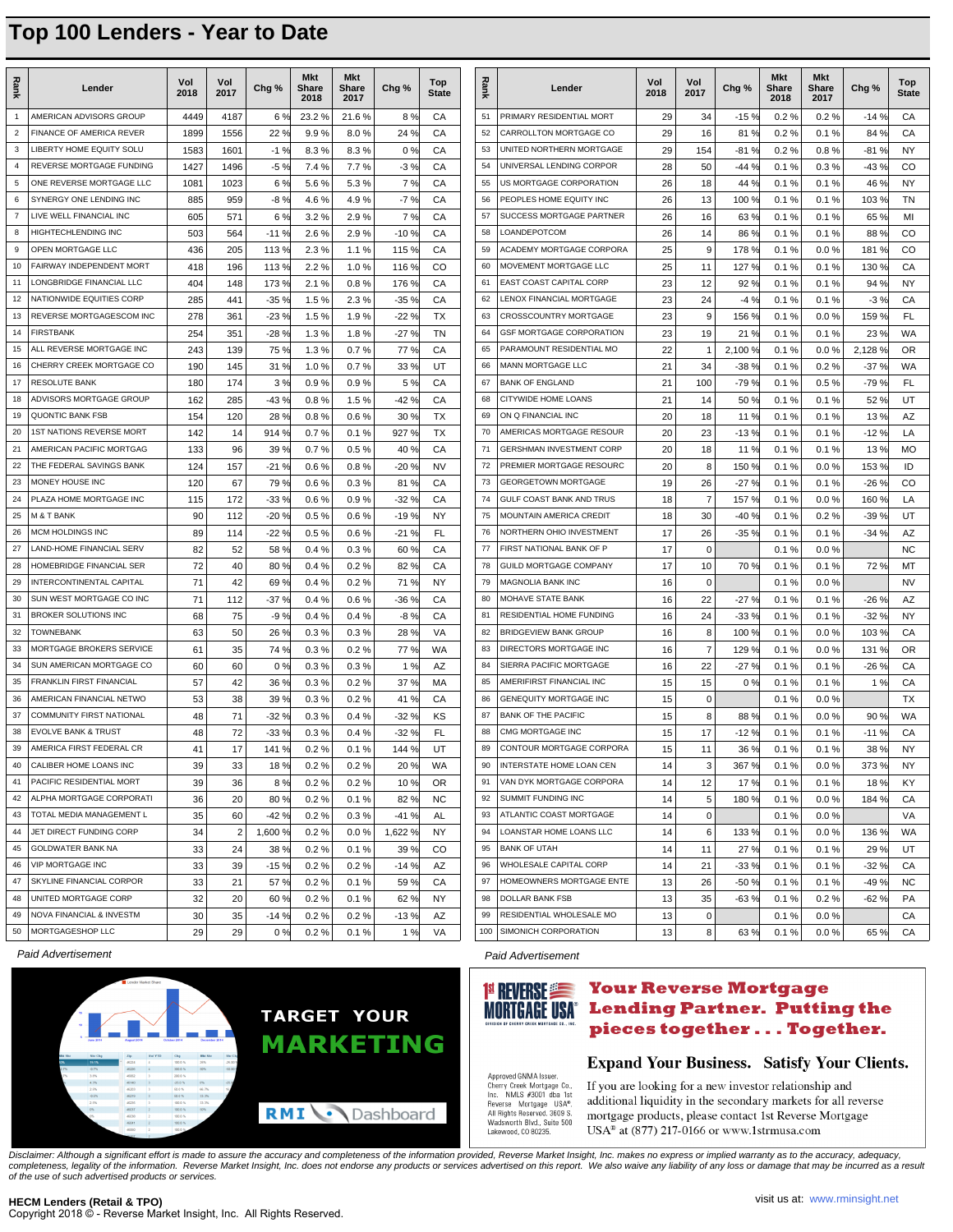# Top 100 Lenders - Year to Date

| Rank | Lender | Vol 2018 | Vol 2017 | Chg % | Mkt Share 2018 | Mkt Share 2017 | Chg % | Top State |
|---|---|---|---|---|---|---|---|---|
| 1 | AMERICAN ADVISORS GROUP | 4449 | 4187 | 6 % | 23.2 % | 21.6 % | 8 % | CA |
| 2 | FINANCE OF AMERICA REVER | 1899 | 1556 | 22 % | 9.9 % | 8.0 % | 24 % | CA |
| 3 | LIBERTY HOME EQUITY SOLU | 1583 | 1601 | -1 % | 8.3 % | 8.3 % | 0 % | CA |
| 4 | REVERSE MORTGAGE FUNDING | 1427 | 1496 | -5 % | 7.4 % | 7.7 % | -3 % | CA |
| 5 | ONE REVERSE MORTGAGE LLC | 1081 | 1023 | 6 % | 5.6 % | 5.3 % | 7 % | CA |
| 6 | SYNERGY ONE LENDING INC | 885 | 959 | -8 % | 4.6 % | 4.9 % | -7 % | CA |
| 7 | LIVE WELL FINANCIAL INC | 605 | 571 | 6 % | 3.2 % | 2.9 % | 7 % | CA |
| 8 | HIGHTECHLENDING INC | 503 | 564 | -11 % | 2.6 % | 2.9 % | -10 % | CA |
| 9 | OPEN MORTGAGE LLC | 436 | 205 | 113 % | 2.3 % | 1.1 % | 115 % | CA |
| 10 | FAIRWAY INDEPENDENT MORT | 418 | 196 | 113 % | 2.2 % | 1.0 % | 116 % | CO |
| 11 | LONGBRIDGE FINANCIAL LLC | 404 | 148 | 173 % | 2.1 % | 0.8 % | 176 % | CA |
| 12 | NATIONWIDE EQUITIES CORP | 285 | 441 | -35 % | 1.5 % | 2.3 % | -35 % | CA |
| 13 | REVERSE MORTGAGESCOM INC | 278 | 361 | -23 % | 1.5 % | 1.9 % | -22 % | TX |
| 14 | FIRSTBANK | 254 | 351 | -28 % | 1.3 % | 1.8 % | -27 % | TN |
| 15 | ALL REVERSE MORTGAGE INC | 243 | 139 | 75 % | 1.3 % | 0.7 % | 77 % | CA |
| 16 | CHERRY CREEK MORTGAGE CO | 190 | 145 | 31 % | 1.0 % | 0.7 % | 33 % | UT |
| 17 | RESOLUTE BANK | 180 | 174 | 3 % | 0.9 % | 0.9 % | 5 % | CA |
| 18 | ADVISORS MORTGAGE GROUP | 162 | 285 | -43 % | 0.8 % | 1.5 % | -42 % | CA |
| 19 | QUONTIC BANK FSB | 154 | 120 | 28 % | 0.8 % | 0.6 % | 30 % | TX |
| 20 | 1ST NATIONS REVERSE MORT | 142 | 14 | 914 % | 0.7 % | 0.1 % | 927 % | TX |
| 21 | AMERICAN PACIFIC MORTGAG | 133 | 96 | 39 % | 0.7 % | 0.5 % | 40 % | CA |
| 22 | THE FEDERAL SAVINGS BANK | 124 | 157 | -21 % | 0.6 % | 0.8 % | -20 % | NV |
| 23 | MONEY HOUSE INC | 120 | 67 | 79 % | 0.6 % | 0.3 % | 81 % | CA |
| 24 | PLAZA HOME MORTGAGE INC | 115 | 172 | -33 % | 0.6 % | 0.9 % | -32 % | CA |
| 25 | M & T BANK | 90 | 112 | -20 % | 0.5 % | 0.6 % | -19 % | NY |
| 26 | MCM HOLDINGS INC | 89 | 114 | -22 % | 0.5 % | 0.6 % | -21 % | FL |
| 27 | LAND-HOME FINANCIAL SERV | 82 | 52 | 58 % | 0.4 % | 0.3 % | 60 % | CA |
| 28 | HOMEBRIDGE FINANCIAL SER | 72 | 40 | 80 % | 0.4 % | 0.2 % | 82 % | CA |
| 29 | INTERCONTINENTAL CAPITAL | 71 | 42 | 69 % | 0.4 % | 0.2 % | 71 % | NY |
| 30 | SUN WEST MORTGAGE CO INC | 71 | 112 | -37 % | 0.4 % | 0.6 % | -36 % | CA |
| 31 | BROKER SOLUTIONS INC | 68 | 75 | -9 % | 0.4 % | 0.4 % | -8 % | CA |
| 32 | TOWNEBANK | 63 | 50 | 26 % | 0.3 % | 0.3 % | 28 % | VA |
| 33 | MORTGAGE BROKERS SERVICE | 61 | 35 | 74 % | 0.3 % | 0.2 % | 77 % | WA |
| 34 | SUN AMERICAN MORTGAGE CO | 60 | 60 | 0 % | 0.3 % | 0.3 % | 1 % | AZ |
| 35 | FRANKLIN FIRST FINANCIAL | 57 | 42 | 36 % | 0.3 % | 0.2 % | 37 % | MA |
| 36 | AMERICAN FINANCIAL NETWO | 53 | 38 | 39 % | 0.3 % | 0.2 % | 41 % | CA |
| 37 | COMMUNITY FIRST NATIONAL | 48 | 71 | -32 % | 0.3 % | 0.4 % | -32 % | KS |
| 38 | EVOLVE BANK & TRUST | 48 | 72 | -33 % | 0.3 % | 0.4 % | -32 % | FL |
| 39 | AMERICA FIRST FEDERAL CR | 41 | 17 | 141 % | 0.2 % | 0.1 % | 144 % | UT |
| 40 | CALIBER HOME LOANS INC | 39 | 33 | 18 % | 0.2 % | 0.2 % | 20 % | WA |
| 41 | PACIFIC RESIDENTIAL MORT | 39 | 36 | 8 % | 0.2 % | 0.2 % | 10 % | OR |
| 42 | ALPHA MORTGAGE CORPORATI | 36 | 20 | 80 % | 0.2 % | 0.1 % | 82 % | NC |
| 43 | TOTAL MEDIA MANAGEMENT L | 35 | 60 | -42 % | 0.2 % | 0.3 % | -41 % | AL |
| 44 | JET DIRECT FUNDING CORP | 34 | 2 | 1,600 % | 0.2 % | 0.0 % | 1,622 % | NY |
| 45 | GOLDWATER BANK NA | 33 | 24 | 38 % | 0.2 % | 0.1 % | 39 % | CO |
| 46 | VIP MORTGAGE INC | 33 | 39 | -15 % | 0.2 % | 0.2 % | -14 % | AZ |
| 47 | SKYLINE FINANCIAL CORPOR | 33 | 21 | 57 % | 0.2 % | 0.1 % | 59 % | CA |
| 48 | UNITED MORTGAGE CORP | 32 | 20 | 60 % | 0.2 % | 0.1 % | 62 % | NY |
| 49 | NOVA FINANCIAL & INVESTM | 30 | 35 | -14 % | 0.2 % | 0.2 % | -13 % | AZ |
| 50 | MORTGAGESHOP LLC | 29 | 29 | 0 % | 0.2 % | 0.1 % | 1 % | VA |
| 51 | PRIMARY RESIDENTIAL MORT | 29 | 34 | -15 % | 0.2 % | 0.2 % | -14 % | CA |
| 52 | CARROLLTON MORTGAGE CO | 29 | 16 | 81 % | 0.2 % | 0.1 % | 84 % | CA |
| 53 | UNITED NORTHERN MORTGAGE | 29 | 154 | -81 % | 0.2 % | 0.8 % | -81 % | NY |
| 54 | UNIVERSAL LENDING CORPOR | 28 | 50 | -44 % | 0.1 % | 0.3 % | -43 % | CO |
| 55 | US MORTGAGE CORPORATION | 26 | 18 | 44 % | 0.1 % | 0.1 % | 46 % | NY |
| 56 | PEOPLES HOME EQUITY INC | 26 | 13 | 100 % | 0.1 % | 0.1 % | 103 % | TN |
| 57 | SUCCESS MORTGAGE PARTNER | 26 | 16 | 63 % | 0.1 % | 0.1 % | 65 % | MI |
| 58 | LOANDEPOTCOM | 26 | 14 | 86 % | 0.1 % | 0.1 % | 88 % | CO |
| 59 | ACADEMY MORTGAGE CORPORA | 25 | 9 | 178 % | 0.1 % | 0.0 % | 181 % | CO |
| 60 | MOVEMENT MORTGAGE LLC | 25 | 11 | 127 % | 0.1 % | 0.1 % | 130 % | CA |
| 61 | EAST COAST CAPITAL CORP | 23 | 12 | 92 % | 0.1 % | 0.1 % | 94 % | NY |
| 62 | LENOX FINANCIAL MORTGAGE | 23 | 24 | -4 % | 0.1 % | 0.1 % | -3 % | CA |
| 63 | CROSSCOUNTRY MORTGAGE | 23 | 9 | 156 % | 0.1 % | 0.0 % | 159 % | FL |
| 64 | GSF MORTGAGE CORPORATION | 23 | 19 | 21 % | 0.1 % | 0.1 % | 23 % | WA |
| 65 | PARAMOUNT RESIDENTIAL MO | 22 | 1 | 2,100 % | 0.1 % | 0.0 % | 2,128 % | OR |
| 66 | MANN MORTGAGE LLC | 21 | 34 | -38 % | 0.1 % | 0.2 % | -37 % | WA |
| 67 | BANK OF ENGLAND | 21 | 100 | -79 % | 0.1 % | 0.5 % | -79 % | FL |
| 68 | CITYWIDE HOME LOANS | 21 | 14 | 50 % | 0.1 % | 0.1 % | 52 % | UT |
| 69 | ON Q FINANCIAL INC | 20 | 18 | 11 % | 0.1 % | 0.1 % | 13 % | AZ |
| 70 | AMERICAS MORTGAGE RESOUR | 20 | 23 | -13 % | 0.1 % | 0.1 % | -12 % | LA |
| 71 | GERSHMAN INVESTMENT CORP | 20 | 18 | 11 % | 0.1 % | 0.1 % | 13 % | MO |
| 72 | PREMIER MORTGAGE RESOURC | 20 | 8 | 150 % | 0.1 % | 0.0 % | 153 % | ID |
| 73 | GEORGETOWN MORTGAGE | 19 | 26 | -27 % | 0.1 % | 0.1 % | -26 % | CO |
| 74 | GULF COAST BANK AND TRUS | 18 | 7 | 157 % | 0.1 % | 0.0 % | 160 % | LA |
| 75 | MOUNTAIN AMERICA CREDIT | 18 | 30 | -40 % | 0.1 % | 0.2 % | -39 % | UT |
| 76 | NORTHERN OHIO INVESTMENT | 17 | 26 | -35 % | 0.1 % | 0.1 % | -34 % | AZ |
| 77 | FIRST NATIONAL BANK OF P | 17 | 0 | | 0.1 % | 0.0 % | | NC |
| 78 | GUILD MORTGAGE COMPANY | 17 | 10 | 70 % | 0.1 % | 0.1 % | 72 % | MT |
| 79 | MAGNOLIA BANK INC | 16 | 0 | | 0.1 % | 0.0 % | | NV |
| 80 | MOHAVE STATE BANK | 16 | 22 | -27 % | 0.1 % | 0.1 % | -26 % | AZ |
| 81 | RESIDENTIAL HOME FUNDING | 16 | 24 | -33 % | 0.1 % | 0.1 % | -32 % | NY |
| 82 | BRIDGEVIEW BANK GROUP | 16 | 8 | 100 % | 0.1 % | 0.0 % | 103 % | CA |
| 83 | DIRECTORS MORTGAGE INC | 16 | 7 | 129 % | 0.1 % | 0.0 % | 131 % | OR |
| 84 | SIERRA PACIFIC MORTGAGE | 16 | 22 | -27 % | 0.1 % | 0.1 % | -26 % | CA |
| 85 | AMERIFIRST FINANCIAL INC | 15 | 15 | 0 % | 0.1 % | 0.1 % | 1 % | CA |
| 86 | GENEQUITY MORTGAGE INC | 15 | 0 | | 0.1 % | 0.0 % | | TX |
| 87 | BANK OF THE PACIFIC | 15 | 8 | 88 % | 0.1 % | 0.0 % | 90 % | WA |
| 88 | CMG MORTGAGE INC | 15 | 17 | -12 % | 0.1 % | 0.1 % | -11 % | CA |
| 89 | CONTOUR MORTGAGE CORPORA | 15 | 11 | 36 % | 0.1 % | 0.1 % | 38 % | NY |
| 90 | INTERSTATE HOME LOAN CEN | 14 | 3 | 367 % | 0.1 % | 0.0 % | 373 % | NY |
| 91 | VAN DYK MORTGAGE CORPORA | 14 | 12 | 17 % | 0.1 % | 0.1 % | 18 % | KY |
| 92 | SUMMIT FUNDING INC | 14 | 5 | 180 % | 0.1 % | 0.0 % | 184 % | CA |
| 93 | ATLANTIC COAST MORTGAGE | 14 | 0 | | 0.1 % | 0.0 % | | VA |
| 94 | LOANSTAR HOME LOANS LLC | 14 | 6 | 133 % | 0.1 % | 0.0 % | 136 % | WA |
| 95 | BANK OF UTAH | 14 | 11 | 27 % | 0.1 % | 0.1 % | 29 % | UT |
| 96 | WHOLESALE CAPITAL CORP | 14 | 21 | -33 % | 0.1 % | 0.1 % | -32 % | CA |
| 97 | HOMEOWNERS MORTGAGE ENTE | 13 | 26 | -50 % | 0.1 % | 0.1 % | -49 % | NC |
| 98 | DOLLAR BANK FSB | 13 | 35 | -63 % | 0.1 % | 0.2 % | -62 % | PA |
| 99 | RESIDENTIAL WHOLESALE MO | 13 | 0 | | 0.1 % | 0.0 % | | CA |
| 100 | SIMONICH CORPORATION | 13 | 8 | 63 % | 0.1 % | 0.0 % | 65 % | CA |

*Paid Advertisement*

TARGET YOUR MARKETING

RMI Dashboard

*Paid Advertisement*

1st REVERSE MORTGAGE USA

Your Reverse Mortgage Lending Partner. Putting the pieces together . . . Together.

**Expand Your Business. Satisfy Your Clients.**

If you are looking for a new investor relationship and additional liquidity in the secondary markets for all reverse mortgage products, please contact 1st Reverse Mortgage USA® at (877) 217-0166 or www.1strmusa.com

Approved GNMA Issuer. Cherry Creek Mortgage Co., Inc. NMLS #3001 dba 1st Reverse Mortgage USA®. All Rights Reserved. 3609 S. Wadsworth Blvd., Suite 500 Lakewood, CO 80235.

*Disclaimer: Although a significant effort is made to assure the accuracy and completeness of the information provided, Reverse Market Insight, Inc. makes no express or implied warranty as to the accuracy, adequacy, completeness, legality of the information. Reverse Market Insight, Inc. does not endorse any products or services advertised on this report. We also waive any liability of any loss or damage that may be incurred as a result of the use of such advertised products or services.*

**HECM Lenders (Retail & TPO)**

Copyright 2018 © - Reverse Market Insight, Inc. All Rights Reserved.

visit us at: www.rminsight.net